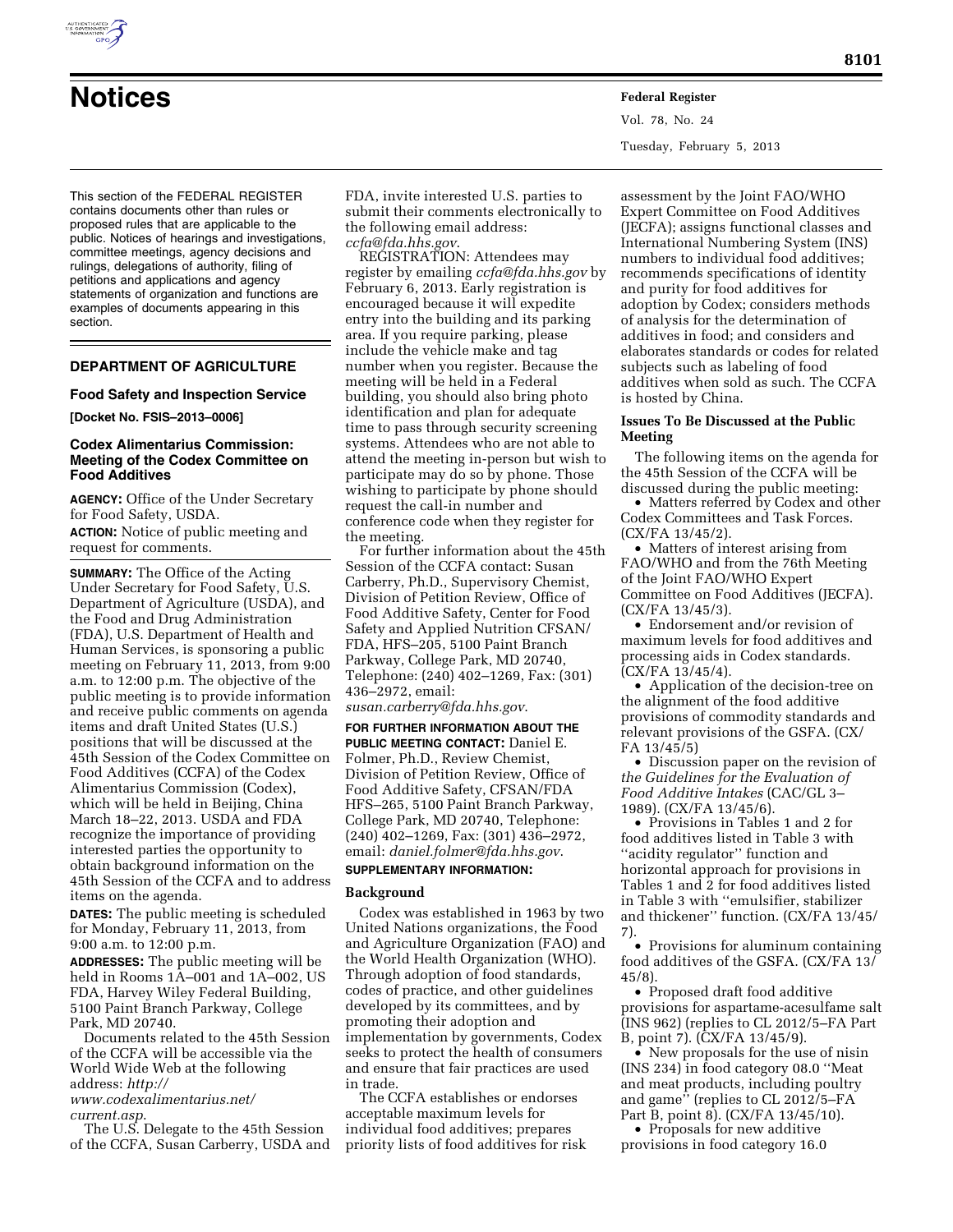# Notices

This section of the FEDERAL REGISTER contains documents other than rules or proposed rules that are applicable to the public. Notices of hearings and investigations, committee meetings, agency decisions and rulings, delegations of authority, filing of petitions and applications and agency statements of organization and functions are examples of documents appearing in this section.

## DEPARTMENT OF AGRICULTURE

### Food Safety and Inspection Service

**[Docket No. FSIS–2013–0006]**

### Codex Alimentarius Commission: Meeting of the Codex Committee on Food Additives

**AGENCY:** Office of the Under Secretary for Food Safety, USDA.

**ACTION:** Notice of public meeting and request for comments.

**SUMMARY:** The Office of the Acting Under Secretary for Food Safety, U.S. Department of Agriculture (USDA), and the Food and Drug Administration (FDA), U.S. Department of Health and Human Services, is sponsoring a public meeting on February 11, 2013, from 9:00 a.m. to 12:00 p.m. The objective of the public meeting is to provide information and receive public comments on agenda items and draft United States (U.S.) positions that will be discussed at the 45th Session of the Codex Committee on Food Additives (CCFA) of the Codex Alimentarius Commission (Codex), which will be held in Beijing, China March 18–22, 2013. USDA and FDA recognize the importance of providing interested parties the opportunity to obtain background information on the 45th Session of the CCFA and to address items on the agenda.

**DATES:** The public meeting is scheduled for Monday, February 11, 2013, from 9:00 a.m. to 12:00 p.m.

**ADDRESSES:** The public meeting will be held in Rooms 1A–001 and 1A–002, US FDA, Harvey Wiley Federal Building, 5100 Paint Branch Parkway, College Park, MD 20740.

Documents related to the 45th Session of the CCFA will be accessible via the World Wide Web at the following address: *http://www.codexalimentarius.net/current.asp*.

The U.S. Delegate to the 45th Session of the CCFA, Susan Carberry, USDA and FDA, invite interested U.S. parties to submit their comments electronically to the following email address: *ccfa@fda.hhs.gov*.

REGISTRATION: Attendees may register by emailing *ccfa@fda.hhs.gov* by February 6, 2013. Early registration is encouraged because it will expedite entry into the building and its parking area. If you require parking, please include the vehicle make and tag number when you register. Because the meeting will be held in a Federal building, you should also bring photo identification and plan for adequate time to pass through security screening systems. Attendees who are not able to attend the meeting in-person but wish to participate may do so by phone. Those wishing to participate by phone should request the call-in number and conference code when they register for the meeting.

For further information about the 45th Session of the CCFA contact: Susan Carberry, Ph.D., Supervisory Chemist, Division of Petition Review, Office of Food Additive Safety, Center for Food Safety and Applied Nutrition CFSAN/FDA, HFS–205, 5100 Paint Branch Parkway, College Park, MD 20740, Telephone: (240) 402–1269, Fax: (301) 436–2972, email: *susan.carberry@fda.hhs.gov*.

**FOR FURTHER INFORMATION ABOUT THE PUBLIC MEETING CONTACT:** Daniel E. Folmer, Ph.D., Review Chemist, Division of Petition Review, Office of Food Additive Safety, CFSAN/FDA HFS–265, 5100 Paint Branch Parkway, College Park, MD 20740, Telephone: (240) 402–1269, Fax: (301) 436–2972, email: *daniel.folmer@fda.hhs.gov*.

**SUPPLEMENTARY INFORMATION:**

#### Background

Codex was established in 1963 by two United Nations organizations, the Food and Agriculture Organization (FAO) and the World Health Organization (WHO). Through adoption of food standards, codes of practice, and other guidelines developed by its committees, and by promoting their adoption and implementation by governments, Codex seeks to protect the health of consumers and ensure that fair practices are used in trade.

The CCFA establishes or endorses acceptable maximum levels for individual food additives; prepares priority lists of food additives for risk assessment by the Joint FAO/WHO Expert Committee on Food Additives (JECFA); assigns functional classes and International Numbering System (INS) numbers to individual food additives; recommends specifications of identity and purity for food additives for adoption by Codex; considers methods of analysis for the determination of additives in food; and considers and elaborates standards or codes for related subjects such as labeling of food additives when sold as such. The CCFA is hosted by China.

#### Issues To Be Discussed at the Public Meeting

The following items on the agenda for the 45th Session of the CCFA will be discussed during the public meeting:

- Matters referred by Codex and other Codex Committees and Task Forces. (CX/FA 13/45/2).
- Matters of interest arising from FAO/WHO and from the 76th Meeting of the Joint FAO/WHO Expert Committee on Food Additives (JECFA). (CX/FA 13/45/3).
- Endorsement and/or revision of maximum levels for food additives and processing aids in Codex standards. (CX/FA 13/45/4).
- Application of the decision-tree on the alignment of the food additive provisions of commodity standards and relevant provisions of the GSFA. (CX/FA 13/45/5)
- Discussion paper on the revision of *the Guidelines for the Evaluation of Food Additive Intakes* (CAC/GL 3–1989). (CX/FA 13/45/6).
- Provisions in Tables 1 and 2 for food additives listed in Table 3 with ''acidity regulator'' function and horizontal approach for provisions in Tables 1 and 2 for food additives listed in Table 3 with ''emulsifier, stabilizer and thickener'' function. (CX/FA 13/45/7).
- Provisions for aluminum containing food additives of the GSFA. (CX/FA 13/45/8).
- Proposed draft food additive provisions for aspartame-acesulfame salt (INS 962) (replies to CL 2012/5–FA Part B, point 7). (CX/FA 13/45/9).
- New proposals for the use of nisin (INS 234) in food category 08.0 ''Meat and meat products, including poultry and game'' (replies to CL 2012/5–FA Part B, point 8). (CX/FA 13/45/10).
- Proposals for new additive provisions in food category 16.0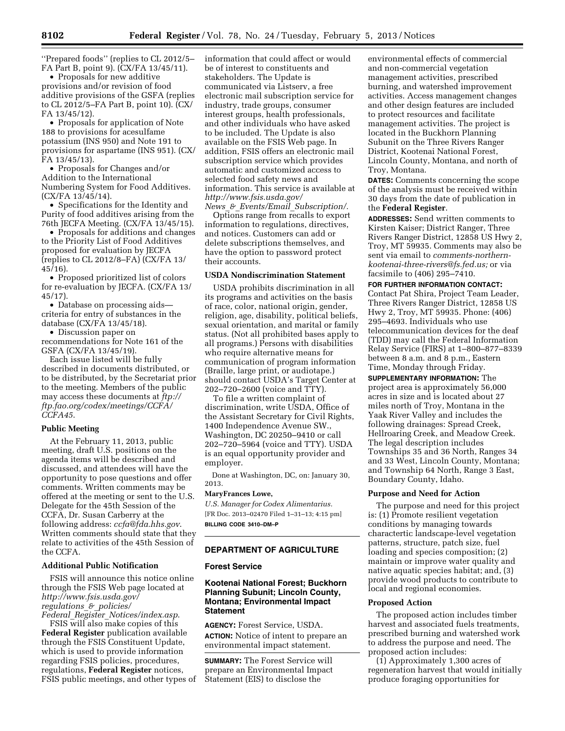''Prepared foods'' (replies to CL 2012/5–FA Part B, point 9). (CX/FA 13/45/11).

- Proposals for new additive provisions and/or revision of food additive provisions of the GSFA (replies to CL 2012/5–FA Part B, point 10). (CX/FA 13/45/12).
- Proposals for application of Note 188 to provisions for acesulfame potassium (INS 950) and Note 191 to provisions for aspartame (INS 951). (CX/FA 13/45/13).
- Proposals for Changes and/or Addition to the International Numbering System for Food Additives. (CX/FA 13/45/14).
- Specifications for the Identity and Purity of food additives arising from the 76th JECFA Meeting. (CX/FA 13/45/15).
- Proposals for additions and changes to the Priority List of Food Additives proposed for evaluation by JECFA (replies to CL 2012/8–FA) (CX/FA 13/45/16).
- Proposed prioritized list of colors for re-evaluation by JECFA. (CX/FA 13/45/17).
- Database on processing aids—criteria for entry of substances in the database (CX/FA 13/45/18).
- Discussion paper on recommendations for Note 161 of the GSFA (CX/FA 13/45/19).

Each issue listed will be fully described in documents distributed, or to be distributed, by the Secretariat prior to the meeting. Members of the public may access these documents at *ftp://ftp.fao.org/codex/meetings/CCFA/CCFA45*.

### Public Meeting

At the February 11, 2013, public meeting, draft U.S. positions on the agenda items will be described and discussed, and attendees will have the opportunity to pose questions and offer comments. Written comments may be offered at the meeting or sent to the U.S. Delegate for the 45th Session of the CCFA, Dr. Susan Carberry at the following address: *ccfa@fda.hhs.gov*. Written comments should state that they relate to activities of the 45th Session of the CCFA.

### Additional Public Notification

FSIS will announce this notice online through the FSIS Web page located at *http://www.fsis.usda.gov/regulations_&_policies/Federal_Register_Notices/index.asp*.

FSIS will also make copies of this **Federal Register** publication available through the FSIS Constituent Update, which is used to provide information regarding FSIS policies, procedures, regulations, **Federal Register** notices, FSIS public meetings, and other types of information that could affect or would be of interest to constituents and stakeholders. The Update is communicated via Listserv, a free electronic mail subscription service for industry, trade groups, consumer interest groups, health professionals, and other individuals who have asked to be included. The Update is also available on the FSIS Web page. In addition, FSIS offers an electronic mail subscription service which provides automatic and customized access to selected food safety news and information. This service is available at *http://www.fsis.usda.gov/News_&_Events/Email_Subscription/*.

Options range from recalls to export information to regulations, directives, and notices. Customers can add or delete subscriptions themselves, and have the option to password protect their accounts.

### USDA Nondiscrimination Statement

USDA prohibits discrimination in all its programs and activities on the basis of race, color, national origin, gender, religion, age, disability, political beliefs, sexual orientation, and marital or family status. (Not all prohibited bases apply to all programs.) Persons with disabilities who require alternative means for communication of program information (Braille, large print, or audiotape.) should contact USDA's Target Center at 202–720–2600 (voice and TTY).

To file a written complaint of discrimination, write USDA, Office of the Assistant Secretary for Civil Rights, 1400 Independence Avenue SW., Washington, DC 20250–9410 or call 202–720–5964 (voice and TTY). USDA is an equal opportunity provider and employer.

Done at Washington, DC, on: January 30, 2013.

**MaryFrances Lowe,**

*U.S. Manager for Codex Alimentarius.*

[FR Doc. 2013–02470 Filed 1–31–13; 4:15 pm]

**BILLING CODE 3410–DM–P**

## DEPARTMENT OF AGRICULTURE

### Forest Service

### Kootenai National Forest; Buckhorn Planning Subunit; Lincoln County, Montana; Environmental Impact Statement

**AGENCY:** Forest Service, USDA.

**ACTION:** Notice of intent to prepare an environmental impact statement.

**SUMMARY:** The Forest Service will prepare an Environmental Impact Statement (EIS) to disclose the environmental effects of commercial and non-commercial vegetation management activities, prescribed burning, and watershed improvement activities. Access management changes and other design features are included to protect resources and facilitate management activities. The project is located in the Buckhorn Planning Subunit on the Three Rivers Ranger District, Kootenai National Forest, Lincoln County, Montana, and north of Troy, Montana.

**DATES:** Comments concerning the scope of the analysis must be received within 30 days from the date of publication in the **Federal Register**.

**ADDRESSES:** Send written comments to Kirsten Kaiser; District Ranger, Three Rivers Ranger District, 12858 US Hwy 2, Troy, MT 59935. Comments may also be sent via email to *comments-northern-kootenai-three-rivers@fs.fed.us;* or via facsimile to (406) 295–7410.

**FOR FURTHER INFORMATION CONTACT:** Contact Pat Shira, Project Team Leader, Three Rivers Ranger District, 12858 US Hwy 2, Troy, MT 59935. Phone: (406) 295–4693. Individuals who use telecommunication devices for the deaf (TDD) may call the Federal Information Relay Service (FIRS) at 1–800–877–8339 between 8 a.m. and 8 p.m., Eastern Time, Monday through Friday.

**SUPPLEMENTARY INFORMATION:** The project area is approximately 56,000 acres in size and is located about 27 miles north of Troy, Montana in the Yaak River Valley and includes the following drainages: Spread Creek, Hellroaring Creek, and Meadow Creek. The legal description includes Townships 35 and 36 North, Ranges 34 and 33 West, Lincoln County, Montana; and Township 64 North, Range 3 East, Boundary County, Idaho.

### Purpose and Need for Action

The purpose and need for this project is: (1) Promote resilient vegetation conditions by managing towards charactertic landscape-level vegetation patterns, structure, patch size, fuel loading and species composition; (2) maintain or improve water quality and native aquatic species habitat; and, (3) provide wood products to contribute to local and regional economies.

### Proposed Action

The proposed action includes timber harvest and associated fuels treatments, prescribed burning and watershed work to address the purpose and need. The proposed action includes:

(1) Approximately 1,300 acres of regeneration harvest that would initially produce foraging opportunities for